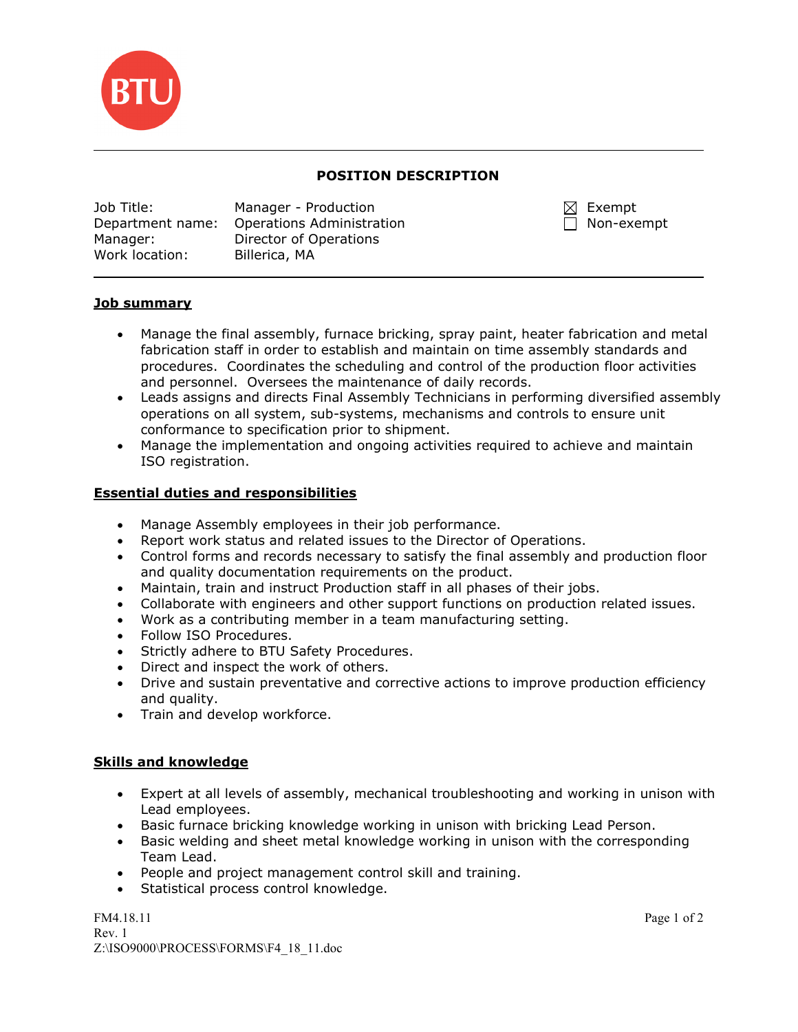BTU

## POSITION DESCRIPTION

| | | |
|---|---|---|
| Job Title: | Manager - Production | ☒ Exempt |
| Department name: | Operations Administration | ☐ Non-exempt |
| Manager: | Director of Operations | |
| Work location: | Billerica, MA | |

### Job summary

- Manage the final assembly, furnace bricking, spray paint, heater fabrication and metal fabrication staff in order to establish and maintain on time assembly standards and procedures. Coordinates the scheduling and control of the production floor activities and personnel. Oversees the maintenance of daily records.
- Leads assigns and directs Final Assembly Technicians in performing diversified assembly operations on all system, sub-systems, mechanisms and controls to ensure unit conformance to specification prior to shipment.
- Manage the implementation and ongoing activities required to achieve and maintain ISO registration.

### Essential duties and responsibilities

- Manage Assembly employees in their job performance.
- Report work status and related issues to the Director of Operations.
- Control forms and records necessary to satisfy the final assembly and production floor and quality documentation requirements on the product.
- Maintain, train and instruct Production staff in all phases of their jobs.
- Collaborate with engineers and other support functions on production related issues.
- Work as a contributing member in a team manufacturing setting.
- Follow ISO Procedures.
- Strictly adhere to BTU Safety Procedures.
- Direct and inspect the work of others.
- Drive and sustain preventative and corrective actions to improve production efficiency and quality.
- Train and develop workforce.

### Skills and knowledge

- Expert at all levels of assembly, mechanical troubleshooting and working in unison with Lead employees.
- Basic furnace bricking knowledge working in unison with bricking Lead Person.
- Basic welding and sheet metal knowledge working in unison with the corresponding Team Lead.
- People and project management control skill and training.
- Statistical process control knowledge.

FM4.18.11
Rev. 1
Z:\ISO9000\PROCESS\FORMS\F4_18_11.doc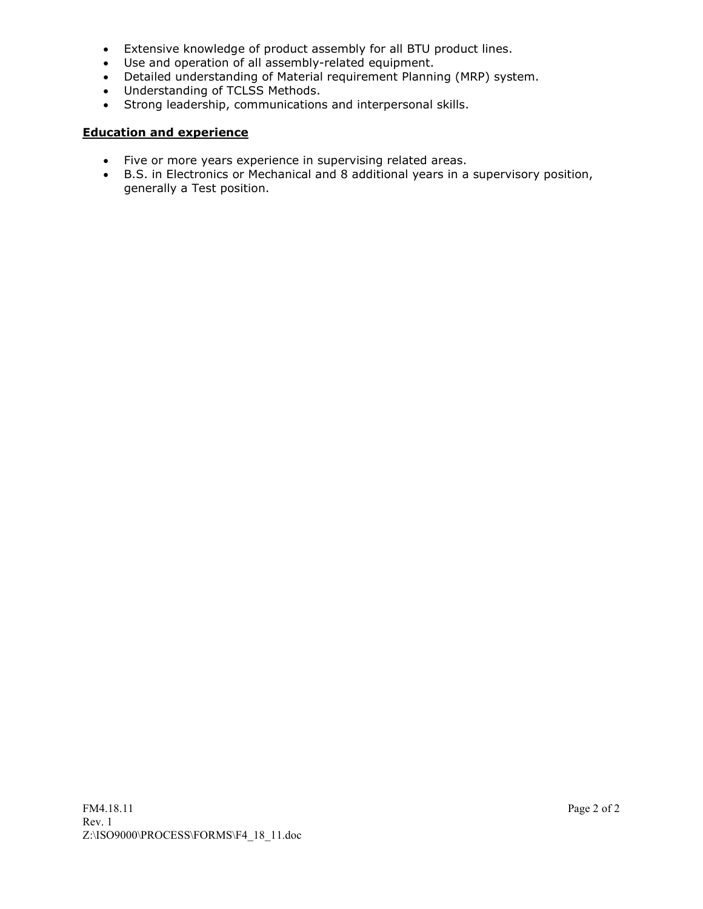- Extensive knowledge of product assembly for all BTU product lines.
- Use and operation of all assembly-related equipment.
- Detailed understanding of Material requirement Planning (MRP) system.
- Understanding of TCLSS Methods.
- Strong leadership, communications and interpersonal skills.

**Education and experience**

- Five or more years experience in supervising related areas.
- B.S. in Electronics or Mechanical and 8 additional years in a supervisory position, generally a Test position.